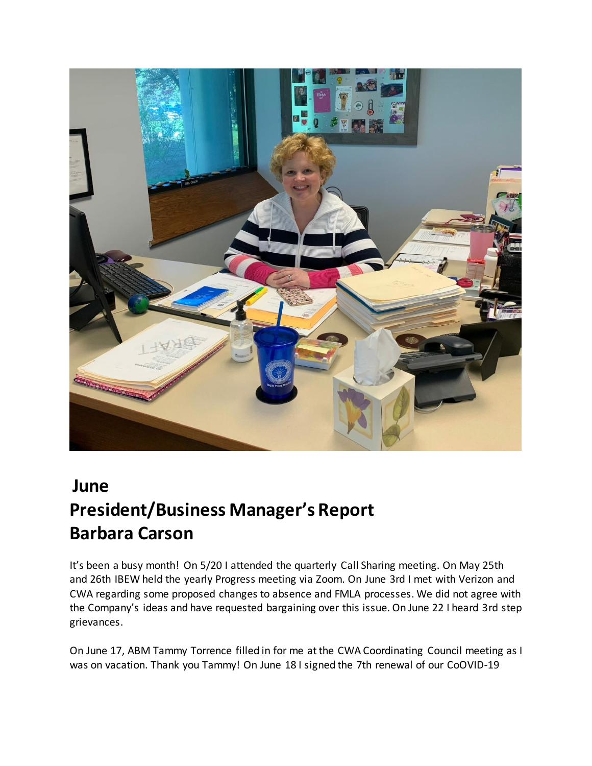# June

# President/Business Manager's Report

# Barbara Carson

It's been a busy month! On 5/20 I attended the quarterly Call Sharing meeting. On May 25th and 26th IBEW held the yearly Progress meeting via Zoom. On June 3rd I met with Verizon and CWA regarding some proposed changes to absence and FMLA processes. We did not agree with the Company's ideas and have requested bargaining over this issue. On June 22 I heard 3rd step grievances.

On June 17, ABM Tammy Torrence filled in for me at the CWA Coordinating Council meeting as I was on vacation. Thank you Tammy! On June 18 I signed the 7th renewal of our CoOVID-19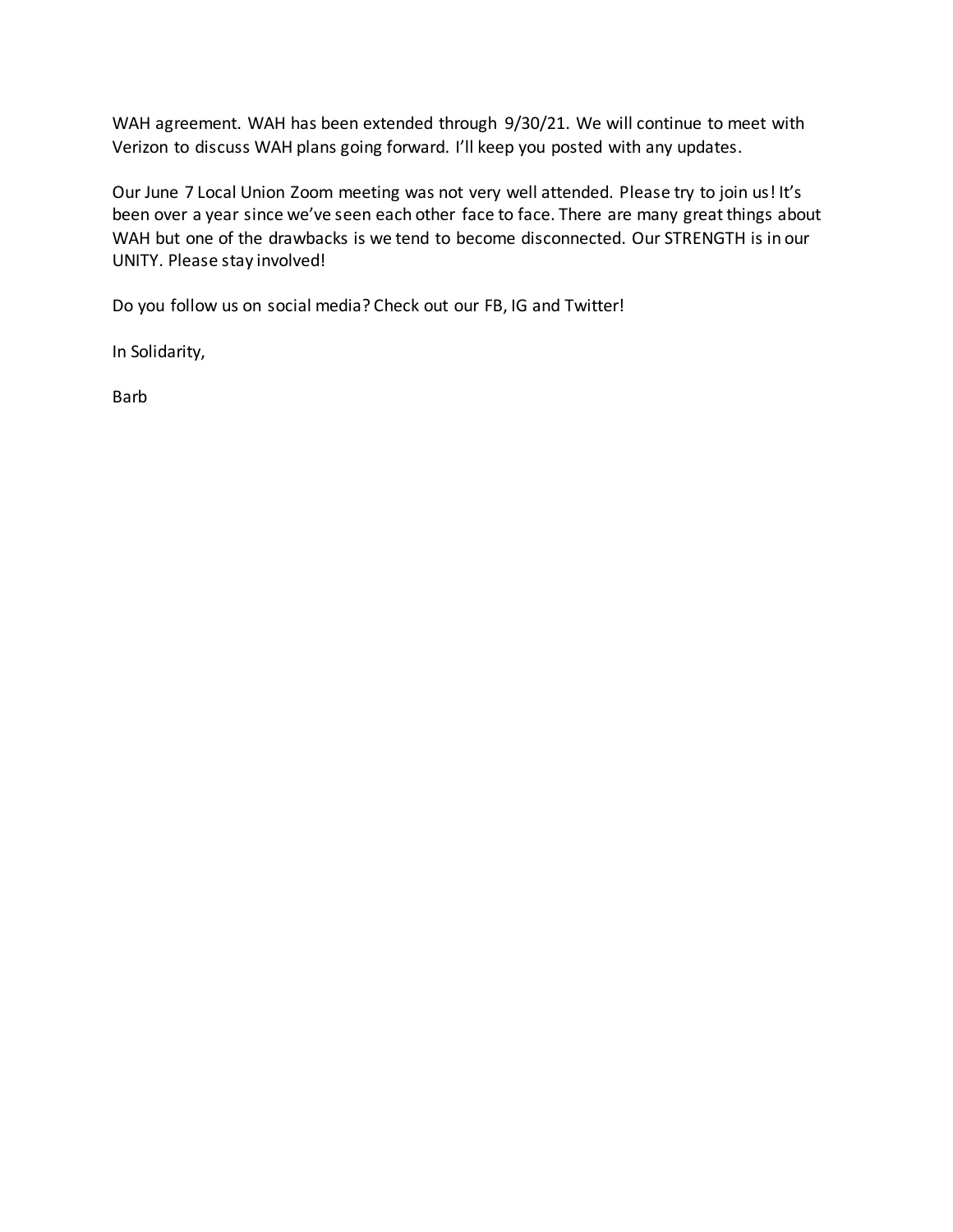WAH agreement. WAH has been extended through 9/30/21. We will continue to meet with Verizon to discuss WAH plans going forward. I'll keep you posted with any updates.

Our June 7 Local Union Zoom meeting was not very well attended. Please try to join us! It's been over a year since we've seen each other face to face. There are many great things about WAH but one of the drawbacks is we tend to become disconnected. Our STRENGTH is in our UNITY. Please stay involved!

Do you follow us on social media? Check out our FB, IG and Twitter!

In Solidarity,

Barb